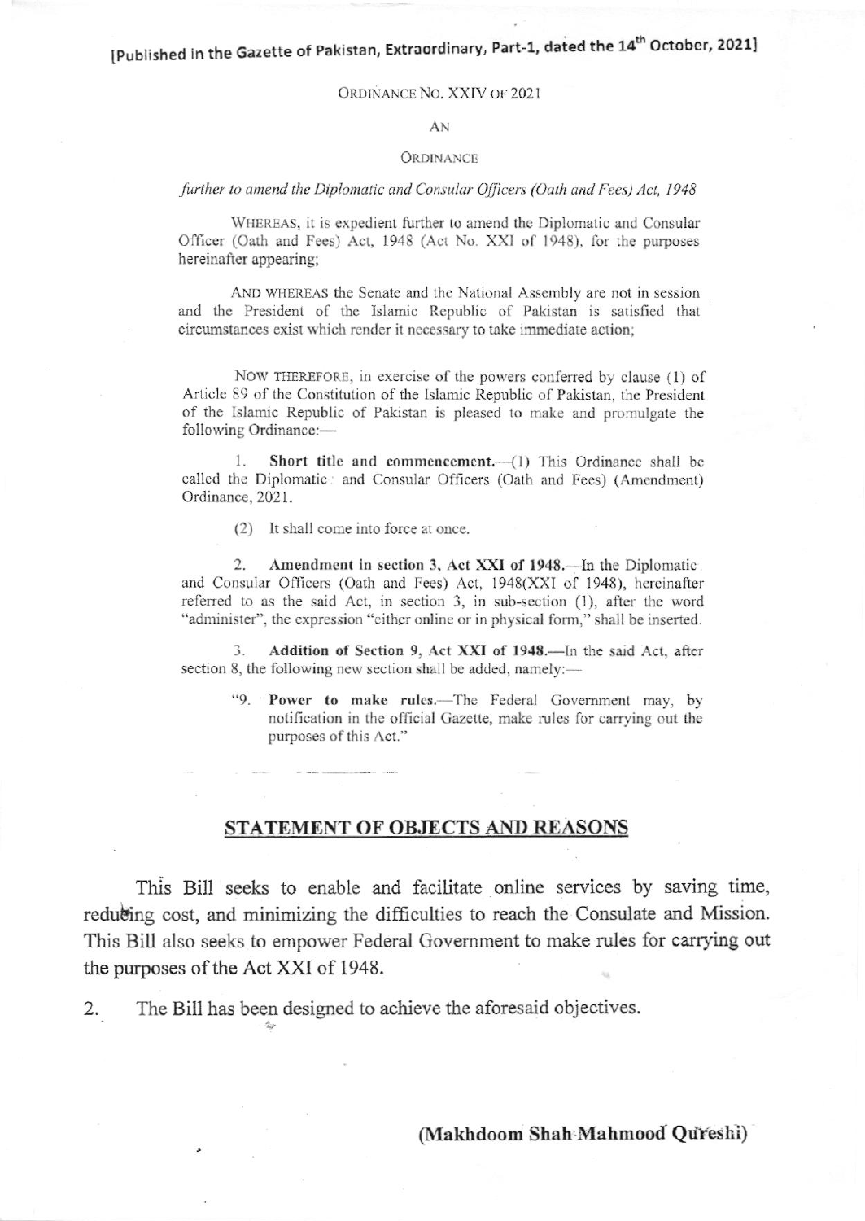[Published in the Gazette of Pakistan, Extraordinary, Part-1, dated the 14th October, 2021]

ORDINANCE NO. XXIV OF 2021

AN

ORDINANCE

*further to amend the Diplomatic and Consular Officers (Oath and Fees) Act, 1948*

WHEREAS, it is expedient further to amend the Diplomatic and Consular Officer (Oath and Fees) Act, 1948 (Act No. XXI of 1948), for the purposes hereinafter appearing;

AND WHEREAS the Senate and the National Assembly are not in session and the President of the Islamic Republic of Pakistan is satisfied that circumstances exist which render it necessary to take immediate action;

NOW THEREFORE, in exercise of the powers conferred by clause (1) of Article 89 of the Constitution of the Islamic Republic of Pakistan, the President of the Islamic Republic of Pakistan is pleased to make and promulgate the following Ordinance:—

1. **Short title and commencement.**—(1) This Ordinance shall be called the Diplomatic and Consular Officers (Oath and Fees) (Amendment) Ordinance, 2021.

(2) It shall come into force at once.

2. **Amendment in section 3, Act XXI of 1948.**—In the Diplomatic and Consular Officers (Oath and Fees) Act, 1948(XXI of 1948), hereinafter referred to as the said Act, in section 3, in sub-section (1), after the word "administer", the expression "either online or in physical form," shall be inserted.

3. **Addition of Section 9, Act XXI of 1948.**—In the said Act, after section 8, the following new section shall be added, namely:—

> "9. **Power to make rules.**—The Federal Government may, by notification in the official Gazette, make rules for carrying out the purposes of this Act."

## STATEMENT OF OBJECTS AND REASONS

This Bill seeks to enable and facilitate online services by saving time, reducing cost, and minimizing the difficulties to reach the Consulate and Mission. This Bill also seeks to empower Federal Government to make rules for carrying out the purposes of the Act XXI of 1948.

2. The Bill has been designed to achieve the aforesaid objectives.

**(Makhdoom Shah Mahmood Qureshi)**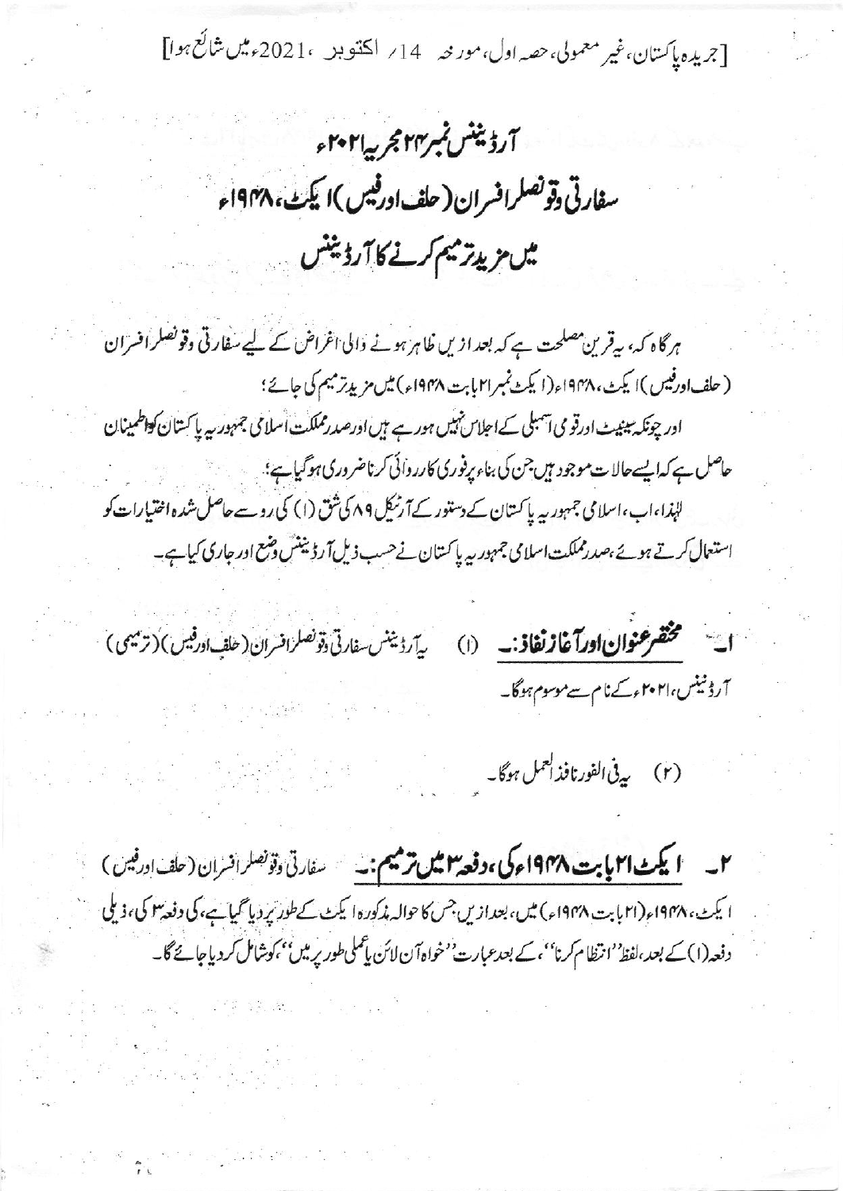[جریدہ پاکستان، غیر معمولی، حصہ اول، مورخہ 14/ اکتوبر 2021ء میں شائع ہوا]

# آرڈیننس نمبر ۲۴ مجریہ ۲۰۲۱ء

## سفارتی و قونصلر افسران (حلف اور فیس) ایکٹ، ۱۹۴۸ء میں مزید ترمیم کرنے کا آرڈیننس

ہر گاہ کہ، یہ قرین مصلحت ہے کہ بعد ازیں ظاہر ہونے والی اغراض کے لیے سفارتی و قونصلر افسران (حلف اور فیس) ایکٹ، ۱۹۴۸ء (ایکٹ نمبر ۲۱ بابت ۱۹۴۸ء) میں مزید ترمیم کی جائے؛

اور چونکہ سینیٹ اور قومی اسمبلی کے اجلاس نہیں ہو رہے ہیں اور صدر مملکت اسلامی جمہوریہ پاکستان کو اطمینان حاصل ہے کہ ایسے حالات موجود ہیں جن کی بناء پر فوری کارروائی کرنا ضروری ہو گیا ہے؛

لہٰذا، اب، اسلامی جمہوریہ پاکستان کے دستور کے آرٹیکل ۸۹ کی شق (۱) کی رو سے حاصل شدہ اختیارات کو استعمال کرتے ہوئے، صدر مملکت اسلامی جمہوریہ پاکستان نے حسب ذیل آرڈیننس وضع اور جاری کیا ہے۔

۱۔ **مختصر عنوان اور آغاز نفاذ:۔** (۱) یہ آرڈیننس سفارتی و قونصلر افسران (حلف اور فیس) (ترمیمی) آرڈیننس، ۲۰۲۱ء کے نام سے موسوم ہوگا۔

(۲) یہ فی الفور نافذ العمل ہوگا۔

۲۔ **ایکٹ ۲۱ بابت ۱۹۴۸ء کی، دفعہ ۳ میں ترمیم:۔** سفارتی و قونصلر افسران (حلف اور فیس) ایکٹ، ۱۹۴۸ء (۲۱ بابت ۱۹۴۸ء) میں، بعد ازیں جس کا حوالہ مذکورہ ایکٹ کے طور پر دیا گیا ہے، کی دفعہ ۳ کی، ذیلی دفعہ (۱) کے بعد، لفظ "انتظام کرنا"، کے بعد عبارت "خواہ آن لائن یا عملی طور پر میں"، کو شامل کر دیا جائے گا۔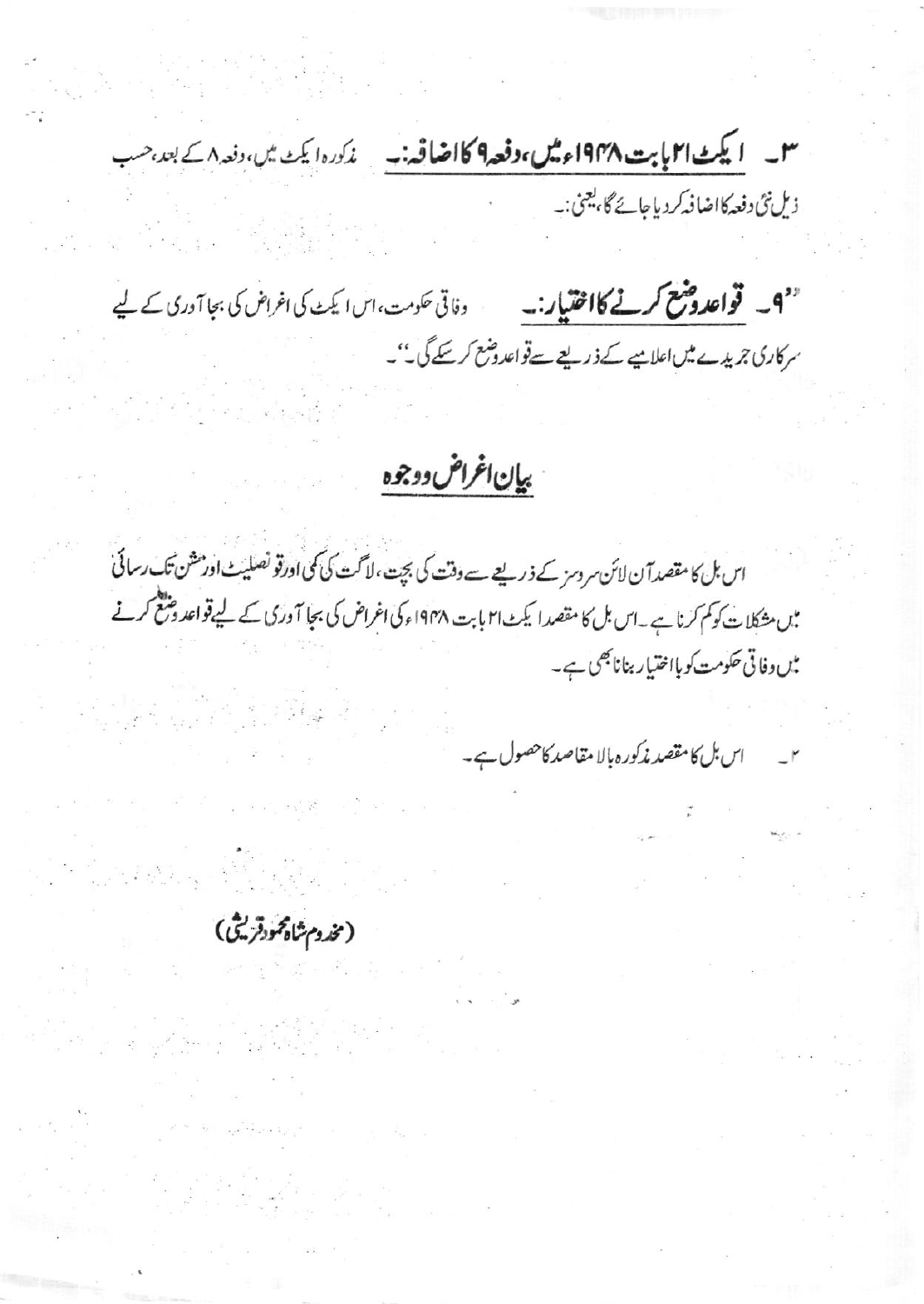**۳۔ ایکٹ ۲۱ بابت ۱۹۴۸ء میں، دفعہ ۹ کا اضافہ:۔** مذکورہ ایکٹ میں، دفعہ ۸ کے بعد، حسب ذیل نئی دفعہ کا اضافہ کر دیا جائے گا، یعنی:۔

"**۹۔ قواعد وضع کرنے کا اختیار:۔** وفاقی حکومت، اس ایکٹ کی اغراض کی بجا آوری کے لیے سرکاری جریدے میں اعلامیے کے ذریعے سے قواعد وضع کر سکے گی۔"۔

## بیان اغراض و وجوہ

اس بل کا مقصد آن لائن سروسز کے ذریعے سے وقت کی بچت، لاگت کی کمی اور تو تصلیت اور مشن تک رسائی میں مشکلات کو کم کرنا ہے۔ اس بل کا مقصد ایکٹ ۲۱ بابت ۱۹۴۸ء کی اغراض کی بجا آوری کے لیے قواعد وضع کرنے میں وفاقی حکومت کو با اختیار بنانا بھی ہے۔

۲۔ اس بل کا مقصد مذکورہ بالا مقاصد کا حصول ہے۔

(مخدوم شاہ محمود قریشی)